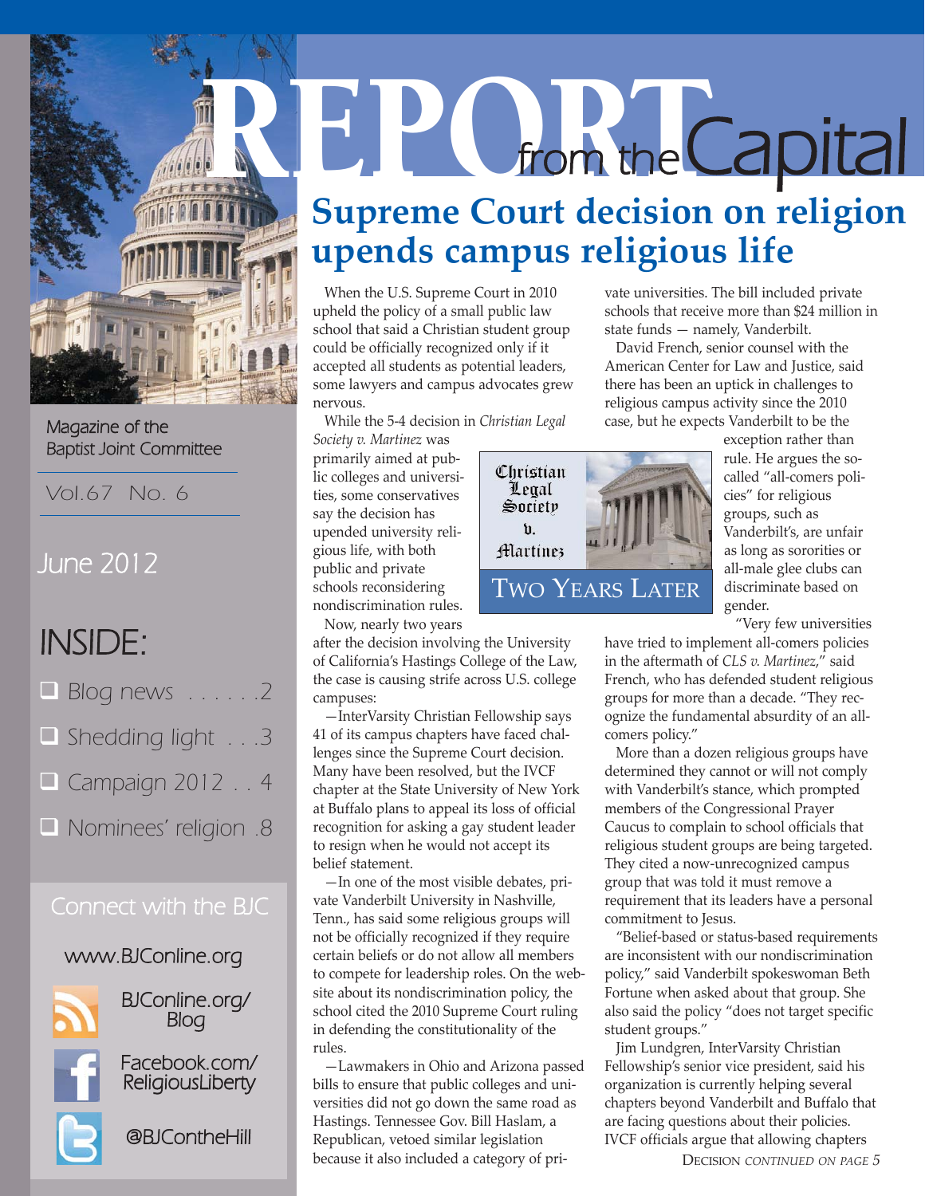# REPORT from the Capital

Magazine of the Baptist Joint Committee

Vol.67 No. 6

June 2012

## INSIDE:

- Blog news . . . . . .2
- Shedding light . . .3
- Campaign 2012 . . 4
- Nominees' religion .8

Connect with the BJC

www.BJConline.org

BJConline.org/Blog

Facebook.com/ReligiousLiberty

@BJContheHill

# Supreme Court decision on religion upends campus religious life

When the U.S. Supreme Court in 2010 upheld the policy of a small public law school that said a Christian student group could be officially recognized only if it accepted all students as potential leaders, some lawyers and campus advocates grew nervous.

While the 5-4 decision in *Christian Legal Society v. Martinez* was primarily aimed at public colleges and universities, some conservatives say the decision has upended university religious life, with both public and private schools reconsidering nondiscrimination rules.

Christian Legal Society v. Martinez

TWO YEARS LATER

Now, nearly two years after the decision involving the University of California's Hastings College of the Law, the case is causing strife across U.S. college campuses:

—InterVarsity Christian Fellowship says 41 of its campus chapters have faced challenges since the Supreme Court decision. Many have been resolved, but the IVCF chapter at the State University of New York at Buffalo plans to appeal its loss of official recognition for asking a gay student leader to resign when he would not accept its belief statement.

—In one of the most visible debates, private Vanderbilt University in Nashville, Tenn., has said some religious groups will not be officially recognized if they require certain beliefs or do not allow all members to compete for leadership roles. On the website about its nondiscrimination policy, the school cited the 2010 Supreme Court ruling in defending the constitutionality of the rules.

—Lawmakers in Ohio and Arizona passed bills to ensure that public colleges and universities did not go down the same road as Hastings. Tennessee Gov. Bill Haslam, a Republican, vetoed similar legislation because it also included a category of private universities. The bill included private schools that receive more than $24 million in state funds — namely, Vanderbilt.

David French, senior counsel with the American Center for Law and Justice, said there has been an uptick in challenges to religious campus activity since the 2010 case, but he expects Vanderbilt to be the exception rather than rule. He argues the so-called "all-comers policies" for religious groups, such as Vanderbilt's, are unfair as long as sororities or all-male glee clubs can discriminate based on gender.

"Very few universities have tried to implement all-comers policies in the aftermath of *CLS v. Martinez*," said French, who has defended student religious groups for more than a decade. "They recognize the fundamental absurdity of an all-comers policy."

More than a dozen religious groups have determined they cannot or will not comply with Vanderbilt's stance, which prompted members of the Congressional Prayer Caucus to complain to school officials that religious student groups are being targeted. They cited a now-unrecognized campus group that was told it must remove a requirement that its leaders have a personal commitment to Jesus.

"Belief-based or status-based requirements are inconsistent with our nondiscrimination policy," said Vanderbilt spokeswoman Beth Fortune when asked about that group. She also said the policy "does not target specific student groups."

Jim Lundgren, InterVarsity Christian Fellowship's senior vice president, said his organization is currently helping several chapters beyond Vanderbilt and Buffalo that are facing questions about their policies. IVCF officials argue that allowing chapters

DECISION *CONTINUED ON PAGE 5*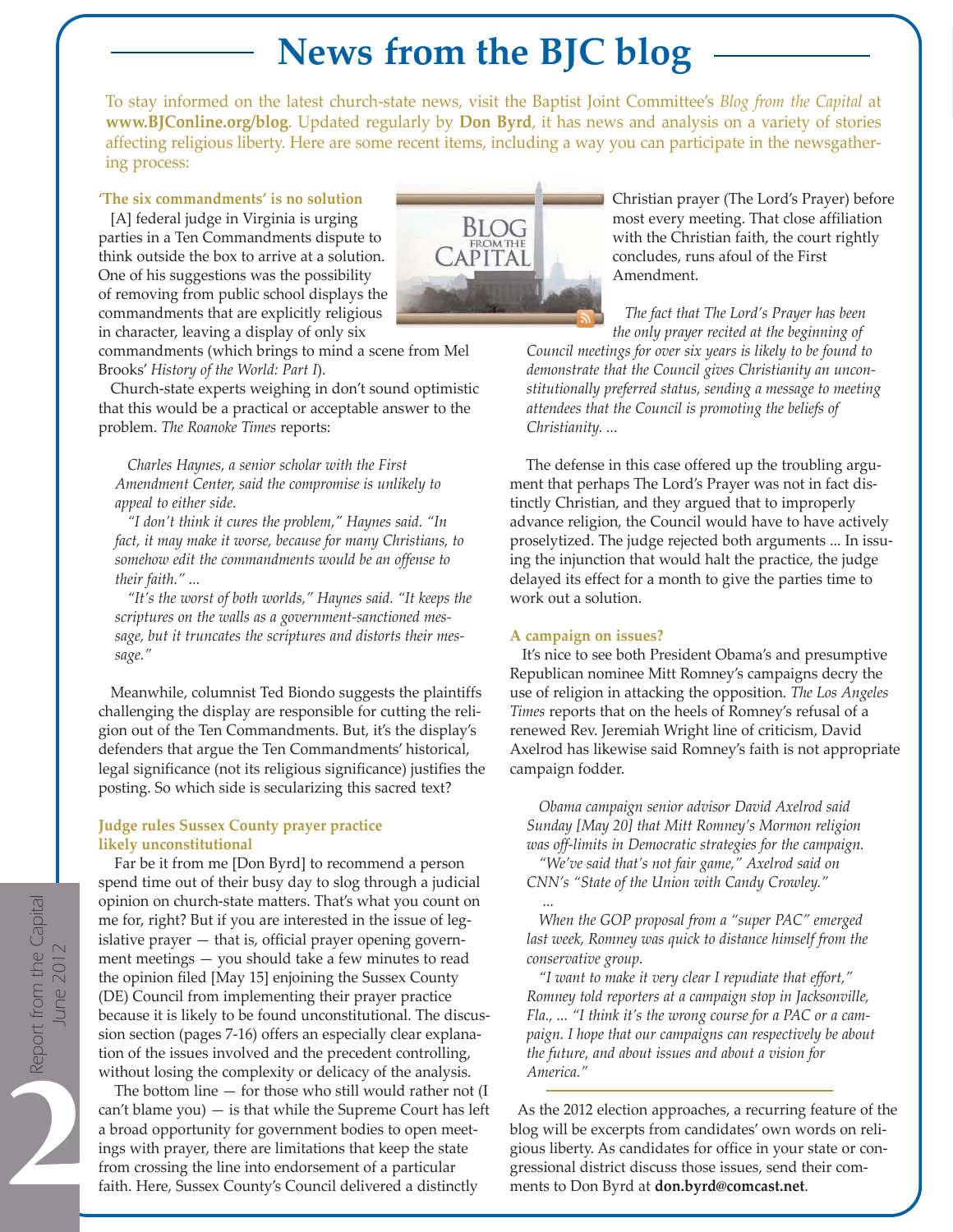# News from the BJC blog

To stay informed on the latest church-state news, visit the Baptist Joint Committee's *Blog from the Capital* at **www.BJConline.org/blog**. Updated regularly by **Don Byrd**, it has news and analysis on a variety of stories affecting religious liberty. Here are some recent items, including a way you can participate in the newsgathering process:

### 'The six commandments' is no solution

[A] federal judge in Virginia is urging parties in a Ten Commandments dispute to think outside the box to arrive at a solution. One of his suggestions was the possibility of removing from public school displays the commandments that are explicitly religious in character, leaving a display of only six commandments (which brings to mind a scene from Mel Brooks' *History of the World: Part I*).

Church-state experts weighing in don't sound optimistic that this would be a practical or acceptable answer to the problem. *The Roanoke Times* reports:

> *Charles Haynes, a senior scholar with the First Amendment Center, said the compromise is unlikely to appeal to either side.*
>
> *"I don't think it cures the problem," Haynes said. "In fact, it may make it worse, because for many Christians, to somehow edit the commandments would be an offense to their faith." ...*
>
> *"It's the worst of both worlds," Haynes said. "It keeps the scriptures on the walls as a government-sanctioned message, but it truncates the scriptures and distorts their message."*

Meanwhile, columnist Ted Biondo suggests the plaintiffs challenging the display are responsible for cutting the religion out of the Ten Commandments. But, it's the display's defenders that argue the Ten Commandments' historical, legal significance (not its religious significance) justifies the posting. So which side is secularizing this sacred text?

### Judge rules Sussex County prayer practice likely unconstitutional

Far be it from me [Don Byrd] to recommend a person spend time out of their busy day to slog through a judicial opinion on church-state matters. That's what you count on me for, right? But if you are interested in the issue of legislative prayer — that is, official prayer opening government meetings — you should take a few minutes to read the opinion filed [May 15] enjoining the Sussex County (DE) Council from implementing their prayer practice because it is likely to be found unconstitutional. The discussion section (pages 7-16) offers an especially clear explanation of the issues involved and the precedent controlling, without losing the complexity or delicacy of the analysis.

The bottom line — for those who still would rather not (I can't blame you) — is that while the Supreme Court has left a broad opportunity for government bodies to open meetings with prayer, there are limitations that keep the state from crossing the line into endorsement of a particular faith. Here, Sussex County's Council delivered a distinctly Christian prayer (The Lord's Prayer) before most every meeting. That close affiliation with the Christian faith, the court rightly concludes, runs afoul of the First Amendment.

> *The fact that The Lord's Prayer has been the only prayer recited at the beginning of Council meetings for over six years is likely to be found to demonstrate that the Council gives Christianity an unconstitutionally preferred status, sending a message to meeting attendees that the Council is promoting the beliefs of Christianity. ...*

The defense in this case offered up the troubling argument that perhaps The Lord's Prayer was not in fact distinctly Christian, and they argued that to improperly advance religion, the Council would have to have actively proselytized. The judge rejected both arguments ... In issuing the injunction that would halt the practice, the judge delayed its effect for a month to give the parties time to work out a solution.

### A campaign on issues?

It's nice to see both President Obama's and presumptive Republican nominee Mitt Romney's campaigns decry the use of religion in attacking the opposition. *The Los Angeles Times* reports that on the heels of Romney's refusal of a renewed Rev. Jeremiah Wright line of criticism, David Axelrod has likewise said Romney's faith is not appropriate campaign fodder.

> *Obama campaign senior advisor David Axelrod said Sunday [May 20] that Mitt Romney's Mormon religion was off-limits in Democratic strategies for the campaign.*
>
> *"We've said that's not fair game," Axelrod said on CNN's "State of the Union with Candy Crowley."*
>
> *...*
>
> *When the GOP proposal from a "super PAC" emerged last week, Romney was quick to distance himself from the conservative group.*
>
> *"I want to make it very clear I repudiate that effort," Romney told reporters at a campaign stop in Jacksonville, Fla., ... "I think it's the wrong course for a PAC or a campaign. I hope that our campaigns can respectively be about the future, and about issues and about a vision for America."*

---

As the 2012 election approaches, a recurring feature of the blog will be excerpts from candidates' own words on religious liberty. As candidates for office in your state or congressional district discuss those issues, send their comments to Don Byrd at **don.byrd@comcast.net**.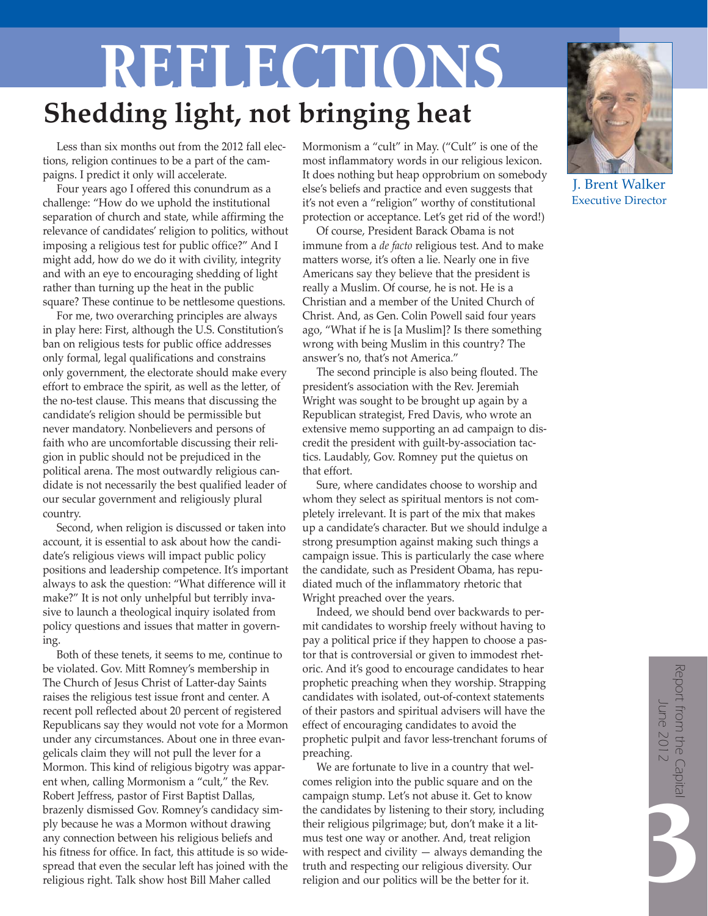# REFLECTIONS

## Shedding light, not bringing heat

J. Brent Walker
Executive Director

Less than six months out from the 2012 fall elections, religion continues to be a part of the campaigns. I predict it only will accelerate.

Four years ago I offered this conundrum as a challenge: "How do we uphold the institutional separation of church and state, while affirming the relevance of candidates' religion to politics, without imposing a religious test for public office?" And I might add, how do we do it with civility, integrity and with an eye to encouraging shedding of light rather than turning up the heat in the public square? These continue to be nettlesome questions.

For me, two overarching principles are always in play here: First, although the U.S. Constitution's ban on religious tests for public office addresses only formal, legal qualifications and constrains only government, the electorate should make every effort to embrace the spirit, as well as the letter, of the no-test clause. This means that discussing the candidate's religion should be permissible but never mandatory. Nonbelievers and persons of faith who are uncomfortable discussing their religion in public should not be prejudiced in the political arena. The most outwardly religious candidate is not necessarily the best qualified leader of our secular government and religiously plural country.

Second, when religion is discussed or taken into account, it is essential to ask about how the candidate's religious views will impact public policy positions and leadership competence. It's important always to ask the question: "What difference will it make?" It is not only unhelpful but terribly invasive to launch a theological inquiry isolated from policy questions and issues that matter in governing.

Both of these tenets, it seems to me, continue to be violated. Gov. Mitt Romney's membership in The Church of Jesus Christ of Latter-day Saints raises the religious test issue front and center. A recent poll reflected about 20 percent of registered Republicans say they would not vote for a Mormon under any circumstances. About one in three evangelicals claim they will not pull the lever for a Mormon. This kind of religious bigotry was apparent when, calling Mormonism a "cult," the Rev. Robert Jeffress, pastor of First Baptist Dallas, brazenly dismissed Gov. Romney's candidacy simply because he was a Mormon without drawing any connection between his religious beliefs and his fitness for office. In fact, this attitude is so widespread that even the secular left has joined with the religious right. Talk show host Bill Maher called Mormonism a "cult" in May. ("Cult" is one of the most inflammatory words in our religious lexicon. It does nothing but heap opprobrium on somebody else's beliefs and practice and even suggests that it's not even a "religion" worthy of constitutional protection or acceptance. Let's get rid of the word!)

Of course, President Barack Obama is not immune from a *de facto* religious test. And to make matters worse, it's often a lie. Nearly one in five Americans say they believe that the president is really a Muslim. Of course, he is not. He is a Christian and a member of the United Church of Christ. And, as Gen. Colin Powell said four years ago, "What if he is [a Muslim]? Is there something wrong with being Muslim in this country? The answer's no, that's not America."

The second principle is also being flouted. The president's association with the Rev. Jeremiah Wright was sought to be brought up again by a Republican strategist, Fred Davis, who wrote an extensive memo supporting an ad campaign to discredit the president with guilt-by-association tactics. Laudably, Gov. Romney put the quietus on that effort.

Sure, where candidates choose to worship and whom they select as spiritual mentors is not completely irrelevant. It is part of the mix that makes up a candidate's character. But we should indulge a strong presumption against making such things a campaign issue. This is particularly the case where the candidate, such as President Obama, has repudiated much of the inflammatory rhetoric that Wright preached over the years.

Indeed, we should bend over backwards to permit candidates to worship freely without having to pay a political price if they happen to choose a pastor that is controversial or given to immodest rhetoric. And it's good to encourage candidates to hear prophetic preaching when they worship. Strapping candidates with isolated, out-of-context statements of their pastors and spiritual advisers will have the effect of encouraging candidates to avoid the prophetic pulpit and favor less-trenchant forums of preaching.

We are fortunate to live in a country that welcomes religion into the public square and on the campaign stump. Let's not abuse it. Get to know the candidates by listening to their story, including their religious pilgrimage; but, don't make it a litmus test one way or another. And, treat religion with respect and civility — always demanding the truth and respecting our religious diversity. Our religion and our politics will be the better for it.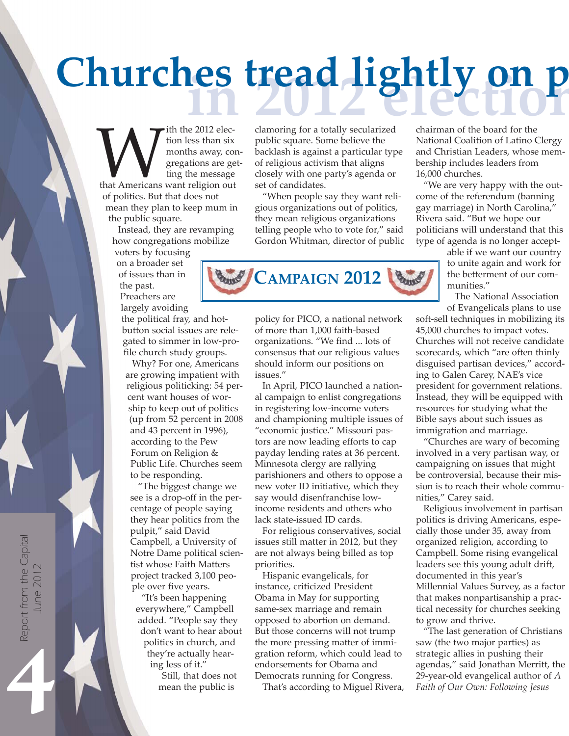# Churches tread lightly on p in 2012 election

With the 2012 election less than six months away, congregations are getting the message that Americans want religion out of politics. But that does not mean they plan to keep mum in the public square.

Instead, they are revamping how congregations mobilize voters by focusing on a broader set of issues than in the past. Preachers are largely avoiding the political fray, and hot-button social issues are relegated to simmer in low-profile church study groups.

Why? For one, Americans are growing impatient with religious politicking: 54 percent want houses of worship to keep out of politics (up from 52 percent in 2008 and 43 percent in 1996), according to the Pew Forum on Religion & Public Life. Churches seem to be responding.

"The biggest change we see is a drop-off in the percentage of people saying they hear politics from the pulpit," said David Campbell, a University of Notre Dame political scientist whose Faith Matters project tracked 3,100 people over five years.

"It's been happening everywhere," Campbell added. "People say they don't want to hear about politics in church, and they're actually hearing less of it."

Still, that does not mean the public is clamoring for a totally secularized public square. Some believe the backlash is against a particular type of religious activism that aligns closely with one party's agenda or set of candidates.

"When people say they want religious organizations out of politics, they mean religious organizations telling people who to vote for," said Gordon Whitman, director of public policy for PICO, a national network of more than 1,000 faith-based organizations. "We find ... lots of consensus that our religious values should inform our positions on issues."

**CAMPAIGN 2012**

In April, PICO launched a national campaign to enlist congregations in registering low-income voters and championing multiple issues of "economic justice." Missouri pastors are now leading efforts to cap payday lending rates at 36 percent. Minnesota clergy are rallying parishioners and others to oppose a new voter ID initiative, which they say would disenfranchise low-income residents and others who lack state-issued ID cards.

For religious conservatives, social issues still matter in 2012, but they are not always being billed as top priorities.

Hispanic evangelicals, for instance, criticized President Obama in May for supporting same-sex marriage and remain opposed to abortion on demand. But those concerns will not trump the more pressing matter of immigration reform, which could lead to endorsements for Obama and Democrats running for Congress.

That's according to Miguel Rivera, chairman of the board for the National Coalition of Latino Clergy and Christian Leaders, whose membership includes leaders from 16,000 churches.

"We are very happy with the outcome of the referendum (banning gay marriage) in North Carolina," Rivera said. "But we hope our politicians will understand that this type of agenda is no longer acceptable if we want our country to unite again and work for the betterment of our communities."

The National Association of Evangelicals plans to use soft-sell techniques in mobilizing its 45,000 churches to impact votes. Churches will not receive candidate scorecards, which "are often thinly disguised partisan devices," according to Galen Carey, NAE's vice president for government relations. Instead, they will be equipped with resources for studying what the Bible says about such issues as immigration and marriage.

"Churches are wary of becoming involved in a very partisan way, or campaigning on issues that might be controversial, because their mission is to reach their whole communities," Carey said.

Religious involvement in partisan politics is driving Americans, especially those under 35, away from organized religion, according to Campbell. Some rising evangelical leaders see this young adult drift, documented in this year's Millennial Values Survey, as a factor that makes nonpartisanship a practical necessity for churches seeking to grow and thrive.

"The last generation of Christians saw (the two major parties) as strategic allies in pushing their agendas," said Jonathan Merritt, the 29-year-old evangelical author of *A Faith of Our Own: Following Jesus*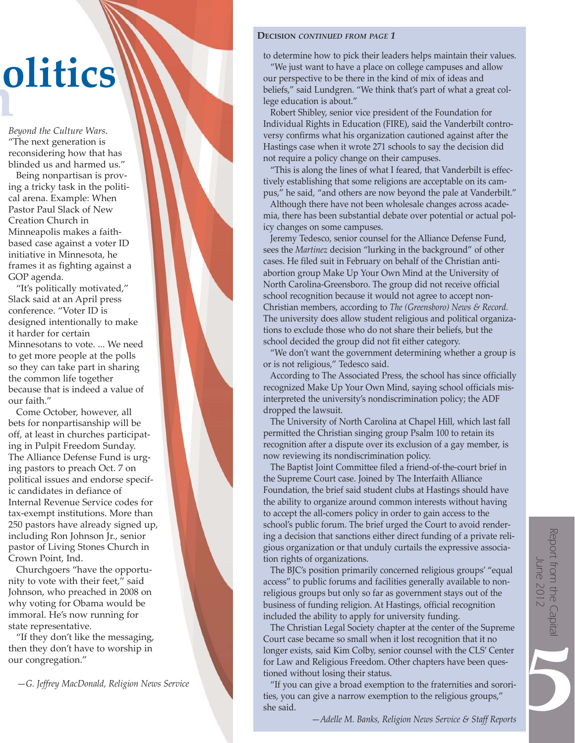# olitics

*Beyond the Culture Wars*. "The next generation is reconsidering how that has blinded us and harmed us."

Being nonpartisan is proving a tricky task in the political arena. Example: When Pastor Paul Slack of New Creation Church in Minneapolis makes a faith-based case against a voter ID initiative in Minnesota, he frames it as fighting against a GOP agenda.

"It's politically motivated," Slack said at an April press conference. "Voter ID is designed intentionally to make it harder for certain Minnesotans to vote. ... We need to get more people at the polls so they can take part in sharing the common life together because that is indeed a value of our faith."

Come October, however, all bets for nonpartisanship will be off, at least in churches participating in Pulpit Freedom Sunday. The Alliance Defense Fund is urging pastors to preach Oct. 7 on political issues and endorse specific candidates in defiance of Internal Revenue Service codes for tax-exempt institutions. More than 250 pastors have already signed up, including Ron Johnson Jr., senior pastor of Living Stones Church in Crown Point, Ind.

Churchgoers "have the opportunity to vote with their feet," said Johnson, who preached in 2008 on why voting for Obama would be immoral. He's now running for state representative.

"If they don't like the messaging, then they don't have to worship in our congregation."

*—G. Jeffrey MacDonald, Religion News Service*

**DECISION** *CONTINUED FROM PAGE 1*

to determine how to pick their leaders helps maintain their values.

"We just want to have a place on college campuses and allow our perspective to be there in the kind of mix of ideas and beliefs," said Lundgren. "We think that's part of what a great college education is about."

Robert Shibley, senior vice president of the Foundation for Individual Rights in Education (FIRE), said the Vanderbilt controversy confirms what his organization cautioned against after the Hastings case when it wrote 271 schools to say the decision did not require a policy change on their campuses.

"This is along the lines of what I feared, that Vanderbilt is effectively establishing that some religions are acceptable on its campus," he said, "and others are now beyond the pale at Vanderbilt."

Although there have not been wholesale changes across academia, there has been substantial debate over potential or actual policy changes on some campuses.

Jeremy Tedesco, senior counsel for the Alliance Defense Fund, sees the *Martinez* decision "lurking in the background" of other cases. He filed suit in February on behalf of the Christian anti-abortion group Make Up Your Own Mind at the University of North Carolina-Greensboro. The group did not receive official school recognition because it would not agree to accept non-Christian members, according to *The (Greensboro) News & Record.* The university does allow student religious and political organizations to exclude those who do not share their beliefs, but the school decided the group did not fit either category.

"We don't want the government determining whether a group is or is not religious," Tedesco said.

According to The Associated Press, the school has since officially recognized Make Up Your Own Mind, saying school officials misinterpreted the university's nondiscrimination policy; the ADF dropped the lawsuit.

The University of North Carolina at Chapel Hill, which last fall permitted the Christian singing group Psalm 100 to retain its recognition after a dispute over its exclusion of a gay member, is now reviewing its nondiscrimination policy.

The Baptist Joint Committee filed a friend-of-the-court brief in the Supreme Court case. Joined by The Interfaith Alliance Foundation, the brief said student clubs at Hastings should have the ability to organize around common interests without having to accept the all-comers policy in order to gain access to the school's public forum. The brief urged the Court to avoid rendering a decision that sanctions either direct funding of a private religious organization or that unduly curtails the expressive association rights of organizations.

The BJC's position primarily concerned religious groups' "equal access" to public forums and facilities generally available to nonreligious groups but only so far as government stays out of the business of funding religion. At Hastings, official recognition included the ability to apply for university funding.

The Christian Legal Society chapter at the center of the Supreme Court case became so small when it lost recognition that it no longer exists, said Kim Colby, senior counsel with the CLS' Center for Law and Religious Freedom. Other chapters have been questioned without losing their status.

"If you can give a broad exemption to the fraternities and sororities, you can give a narrow exemption to the religious groups," she said.

*—Adelle M. Banks, Religion News Service & Staff Reports*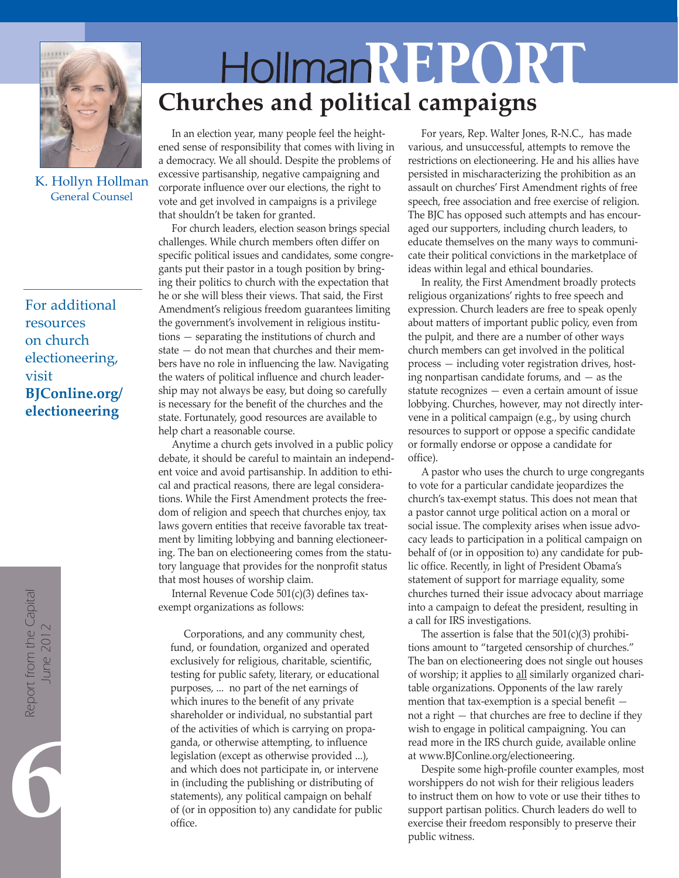# Hollman REPORT

## Churches and political campaigns

K. Hollyn Hollman
General Counsel

For additional resources on church electioneering, visit **BJConline.org/electioneering**

In an election year, many people feel the heightened sense of responsibility that comes with living in a democracy. We all should. Despite the problems of excessive partisanship, negative campaigning and corporate influence over our elections, the right to vote and get involved in campaigns is a privilege that shouldn't be taken for granted.

For church leaders, election season brings special challenges. While church members often differ on specific political issues and candidates, some congregants put their pastor in a tough position by bringing their politics to church with the expectation that he or she will bless their views. That said, the First Amendment's religious freedom guarantees limiting the government's involvement in religious institutions — separating the institutions of church and state — do not mean that churches and their members have no role in influencing the law. Navigating the waters of political influence and church leadership may not always be easy, but doing so carefully is necessary for the benefit of the churches and the state. Fortunately, good resources are available to help chart a reasonable course.

Anytime a church gets involved in a public policy debate, it should be careful to maintain an independent voice and avoid partisanship. In addition to ethical and practical reasons, there are legal considerations. While the First Amendment protects the freedom of religion and speech that churches enjoy, tax laws govern entities that receive favorable tax treatment by limiting lobbying and banning electioneering. The ban on electioneering comes from the statutory language that provides for the nonprofit status that most houses of worship claim.

Internal Revenue Code 501(c)(3) defines tax-exempt organizations as follows:

> Corporations, and any community chest, fund, or foundation, organized and operated exclusively for religious, charitable, scientific, testing for public safety, literary, or educational purposes, ... no part of the net earnings of which inures to the benefit of any private shareholder or individual, no substantial part of the activities of which is carrying on propaganda, or otherwise attempting, to influence legislation (except as otherwise provided ...), and which does not participate in, or intervene in (including the publishing or distributing of statements), any political campaign on behalf of (or in opposition to) any candidate for public office.

For years, Rep. Walter Jones, R-N.C., has made various, and unsuccessful, attempts to remove the restrictions on electioneering. He and his allies have persisted in mischaracterizing the prohibition as an assault on churches' First Amendment rights of free speech, free association and free exercise of religion. The BJC has opposed such attempts and has encouraged our supporters, including church leaders, to educate themselves on the many ways to communicate their political convictions in the marketplace of ideas within legal and ethical boundaries.

In reality, the First Amendment broadly protects religious organizations' rights to free speech and expression. Church leaders are free to speak openly about matters of important public policy, even from the pulpit, and there are a number of other ways church members can get involved in the political process — including voter registration drives, hosting nonpartisan candidate forums, and — as the statute recognizes — even a certain amount of issue lobbying. Churches, however, may not directly intervene in a political campaign (e.g., by using church resources to support or oppose a specific candidate or formally endorse or oppose a candidate for office).

A pastor who uses the church to urge congregants to vote for a particular candidate jeopardizes the church's tax-exempt status. This does not mean that a pastor cannot urge political action on a moral or social issue. The complexity arises when issue advocacy leads to participation in a political campaign on behalf of (or in opposition to) any candidate for public office. Recently, in light of President Obama's statement of support for marriage equality, some churches turned their issue advocacy about marriage into a campaign to defeat the president, resulting in a call for IRS investigations.

The assertion is false that the 501(c)(3) prohibitions amount to "targeted censorship of churches." The ban on electioneering does not single out houses of worship; it applies to <u>all</u> similarly organized charitable organizations. Opponents of the law rarely mention that tax-exemption is a special benefit — not a right — that churches are free to decline if they wish to engage in political campaigning. You can read more in the IRS church guide, available online at www.BJConline.org/electioneering.

Despite some high-profile counter examples, most worshippers do not wish for their religious leaders to instruct them on how to vote or use their tithes to support partisan politics. Church leaders do well to exercise their freedom responsibly to preserve their public witness.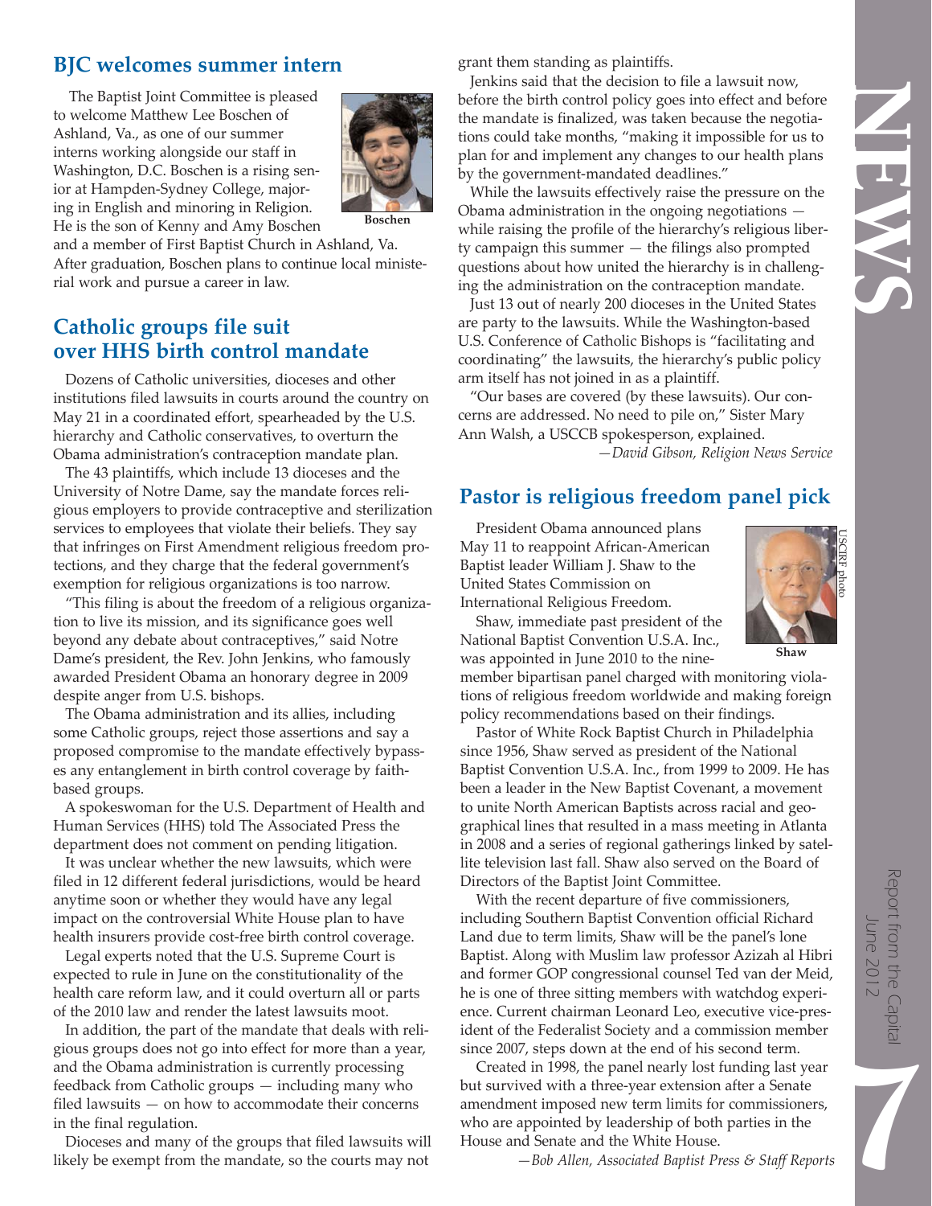## BJC welcomes summer intern

The Baptist Joint Committee is pleased to welcome Matthew Lee Boschen of Ashland, Va., as one of our summer interns working alongside our staff in Washington, D.C. Boschen is a rising senior at Hampden-Sydney College, majoring in English and minoring in Religion. He is the son of Kenny and Amy Boschen and a member of First Baptist Church in Ashland, Va. After graduation, Boschen plans to continue local ministerial work and pursue a career in law.

Boschen

## Catholic groups file suit over HHS birth control mandate

Dozens of Catholic universities, dioceses and other institutions filed lawsuits in courts around the country on May 21 in a coordinated effort, spearheaded by the U.S. hierarchy and Catholic conservatives, to overturn the Obama administration's contraception mandate plan.

The 43 plaintiffs, which include 13 dioceses and the University of Notre Dame, say the mandate forces religious employers to provide contraceptive and sterilization services to employees that violate their beliefs. They say that infringes on First Amendment religious freedom protections, and they charge that the federal government's exemption for religious organizations is too narrow.

"This filing is about the freedom of a religious organization to live its mission, and its significance goes well beyond any debate about contraceptives," said Notre Dame's president, the Rev. John Jenkins, who famously awarded President Obama an honorary degree in 2009 despite anger from U.S. bishops.

The Obama administration and its allies, including some Catholic groups, reject those assertions and say a proposed compromise to the mandate effectively bypasses any entanglement in birth control coverage by faith-based groups.

A spokeswoman for the U.S. Department of Health and Human Services (HHS) told The Associated Press the department does not comment on pending litigation.

It was unclear whether the new lawsuits, which were filed in 12 different federal jurisdictions, would be heard anytime soon or whether they would have any legal impact on the controversial White House plan to have health insurers provide cost-free birth control coverage.

Legal experts noted that the U.S. Supreme Court is expected to rule in June on the constitutionality of the health care reform law, and it could overturn all or parts of the 2010 law and render the latest lawsuits moot.

In addition, the part of the mandate that deals with religious groups does not go into effect for more than a year, and the Obama administration is currently processing feedback from Catholic groups — including many who filed lawsuits — on how to accommodate their concerns in the final regulation.

Dioceses and many of the groups that filed lawsuits will likely be exempt from the mandate, so the courts may not grant them standing as plaintiffs.

Jenkins said that the decision to file a lawsuit now, before the birth control policy goes into effect and before the mandate is finalized, was taken because the negotiations could take months, "making it impossible for us to plan for and implement any changes to our health plans by the government-mandated deadlines."

While the lawsuits effectively raise the pressure on the Obama administration in the ongoing negotiations — while raising the profile of the hierarchy's religious liberty campaign this summer — the filings also prompted questions about how united the hierarchy is in challenging the administration on the contraception mandate.

Just 13 out of nearly 200 dioceses in the United States are party to the lawsuits. While the Washington-based U.S. Conference of Catholic Bishops is "facilitating and coordinating" the lawsuits, the hierarchy's public policy arm itself has not joined in as a plaintiff.

"Our bases are covered (by these lawsuits). Our concerns are addressed. No need to pile on," Sister Mary Ann Walsh, a USCCB spokesperson, explained.

*—David Gibson, Religion News Service*

## Pastor is religious freedom panel pick

President Obama announced plans May 11 to reappoint African-American Baptist leader William J. Shaw to the United States Commission on International Religious Freedom.

USCIRF photo

Shaw

Shaw, immediate past president of the National Baptist Convention U.S.A. Inc., was appointed in June 2010 to the nine-member bipartisan panel charged with monitoring violations of religious freedom worldwide and making foreign policy recommendations based on their findings.

Pastor of White Rock Baptist Church in Philadelphia since 1956, Shaw served as president of the National Baptist Convention U.S.A. Inc., from 1999 to 2009. He has been a leader in the New Baptist Covenant, a movement to unite North American Baptists across racial and geographical lines that resulted in a mass meeting in Atlanta in 2008 and a series of regional gatherings linked by satellite television last fall. Shaw also served on the Board of Directors of the Baptist Joint Committee.

With the recent departure of five commissioners, including Southern Baptist Convention official Richard Land due to term limits, Shaw will be the panel's lone Baptist. Along with Muslim law professor Azizah al Hibri and former GOP congressional counsel Ted van der Meid, he is one of three sitting members with watchdog experience. Current chairman Leonard Leo, executive vice-president of the Federalist Society and a commission member since 2007, steps down at the end of his second term.

Created in 1998, the panel nearly lost funding last year but survived with a three-year extension after a Senate amendment imposed new term limits for commissioners, who are appointed by leadership of both parties in the House and Senate and the White House.

*—Bob Allen, Associated Baptist Press & Staff Reports*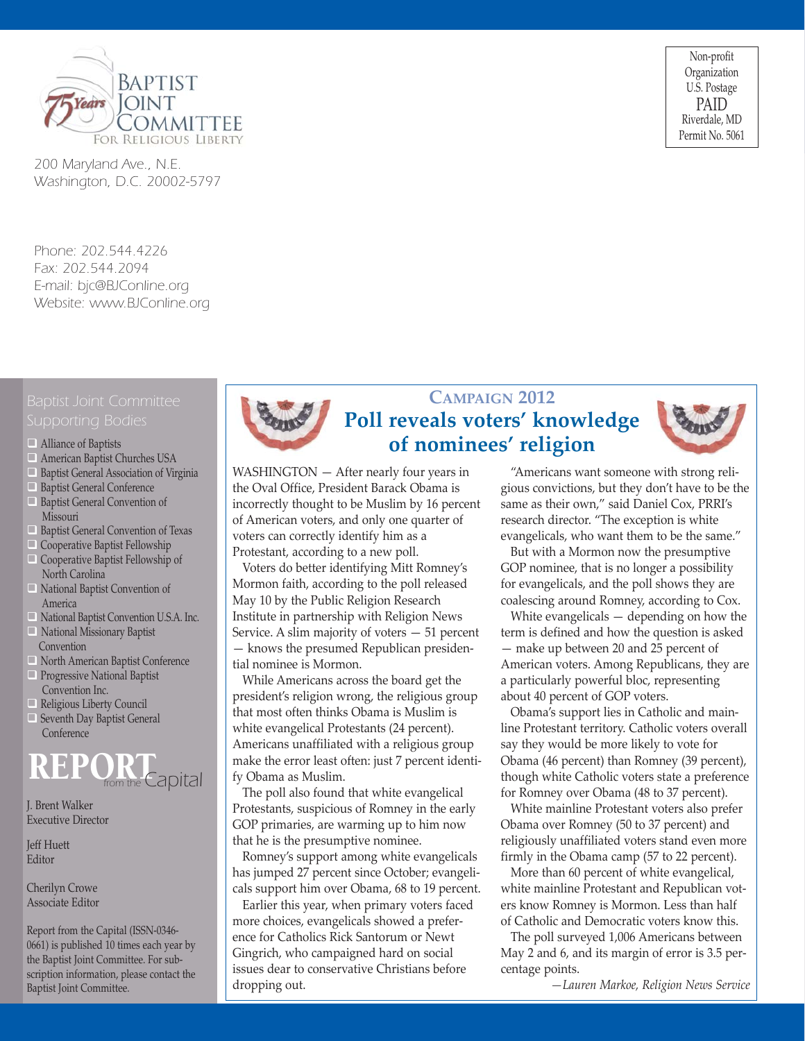Baptist Joint Committee For Religious Liberty
75 Years

200 Maryland Ave., N.E.
Washington, D.C. 20002-5797

Phone: 202.544.4226
Fax: 202.544.2094
E-mail: bjc@BJConline.org
Website: www.BJConline.org

Non-profit Organization
U.S. Postage
PAID
Riverdale, MD
Permit No. 5061

## Baptist Joint Committee Supporting Bodies

- Alliance of Baptists
- American Baptist Churches USA
- Baptist General Association of Virginia
- Baptist General Conference
- Baptist General Convention of Missouri
- Baptist General Convention of Texas
- Cooperative Baptist Fellowship
- Cooperative Baptist Fellowship of North Carolina
- National Baptist Convention of America
- National Baptist Convention U.S.A. Inc.
- National Missionary Baptist Convention
- North American Baptist Conference
- Progressive National Baptist Convention Inc.
- Religious Liberty Council
- Seventh Day Baptist General Conference

## REPORT from the Capital

J. Brent Walker
Executive Director

Jeff Huett
Editor

Cherilyn Crowe
Associate Editor

Report from the Capital (ISSN-0346-0661) is published 10 times each year by the Baptist Joint Committee. For subscription information, please contact the Baptist Joint Committee.

### CAMPAIGN 2012

# Poll reveals voters' knowledge of nominees' religion

WASHINGTON — After nearly four years in the Oval Office, President Barack Obama is incorrectly thought to be Muslim by 16 percent of American voters, and only one quarter of voters can correctly identify him as a Protestant, according to a new poll.

Voters do better identifying Mitt Romney's Mormon faith, according to the poll released May 10 by the Public Religion Research Institute in partnership with Religion News Service. A slim majority of voters — 51 percent — knows the presumed Republican presidential nominee is Mormon.

While Americans across the board get the president's religion wrong, the religious group that most often thinks Obama is Muslim is white evangelical Protestants (24 percent). Americans unaffiliated with a religious group make the error least often: just 7 percent identify Obama as Muslim.

The poll also found that white evangelical Protestants, suspicious of Romney in the early GOP primaries, are warming up to him now that he is the presumptive nominee.

Romney's support among white evangelicals has jumped 27 percent since October; evangelicals support him over Obama, 68 to 19 percent.

Earlier this year, when primary voters faced more choices, evangelicals showed a preference for Catholics Rick Santorum or Newt Gingrich, who campaigned hard on social issues dear to conservative Christians before dropping out.

"Americans want someone with strong religious convictions, but they don't have to be the same as their own," said Daniel Cox, PRRI's research director. "The exception is white evangelicals, who want them to be the same."

But with a Mormon now the presumptive GOP nominee, that is no longer a possibility for evangelicals, and the poll shows they are coalescing around Romney, according to Cox.

White evangelicals — depending on how the term is defined and how the question is asked — make up between 20 and 25 percent of American voters. Among Republicans, they are a particularly powerful bloc, representing about 40 percent of GOP voters.

Obama's support lies in Catholic and mainline Protestant territory. Catholic voters overall say they would be more likely to vote for Obama (46 percent) than Romney (39 percent), though white Catholic voters state a preference for Romney over Obama (48 to 37 percent).

White mainline Protestant voters also prefer Obama over Romney (50 to 37 percent) and religiously unaffiliated voters stand even more firmly in the Obama camp (57 to 22 percent).

More than 60 percent of white evangelical, white mainline Protestant and Republican voters know Romney is Mormon. Less than half of Catholic and Democratic voters know this.

The poll surveyed 1,006 Americans between May 2 and 6, and its margin of error is 3.5 percentage points.

*—Lauren Markoe, Religion News Service*